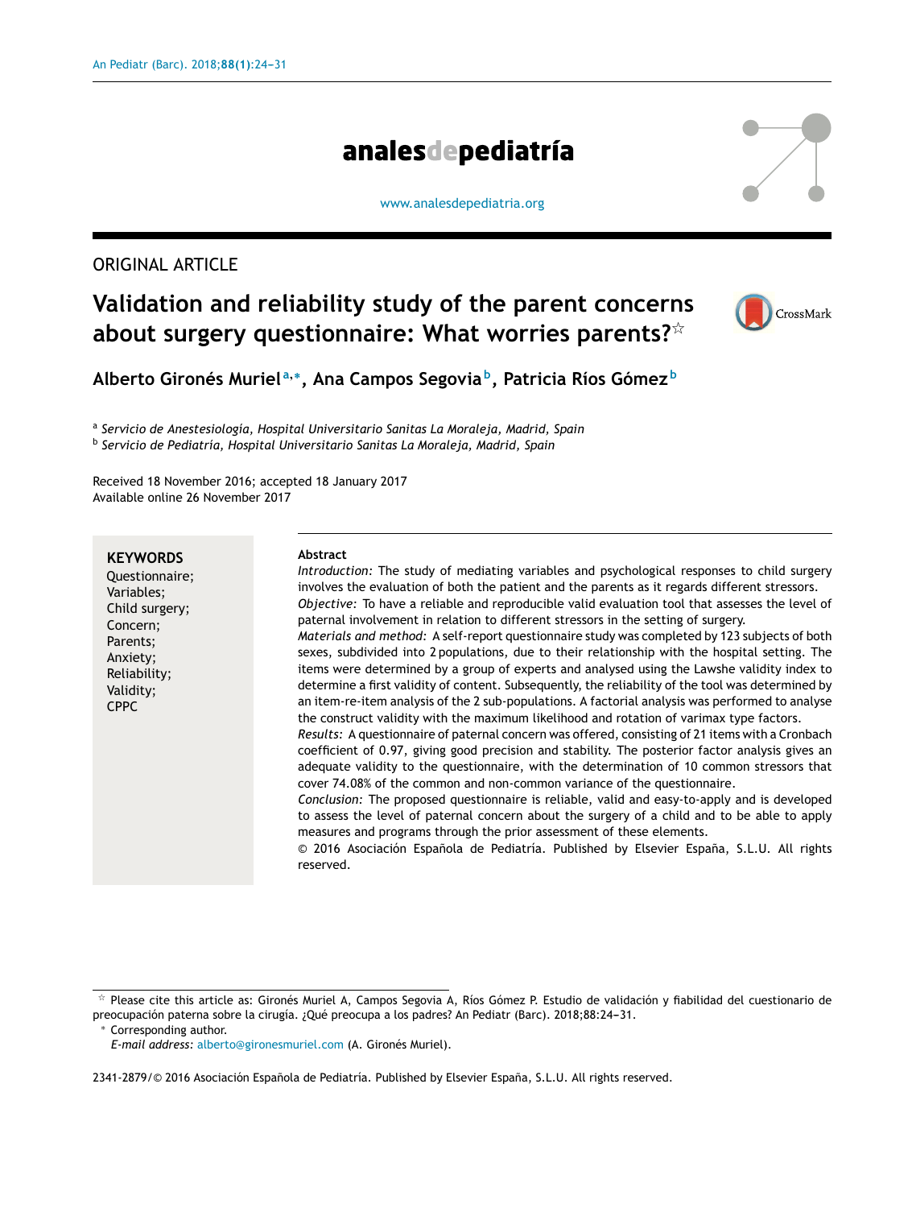ORIGINAL ARTICLE

# Validation and reliability study of the parent concerns about surgery questionnaire: What worries parents?☆

**Alberto Gironés Muriel[a,*], Ana Campos Segovia[b], Patricia Ríos Gómez[b]**

[a] *Servicio de Anestesiología, Hospital Universitario Sanitas La Moraleja, Madrid, Spain*
[b] *Servicio de Pediatría, Hospital Universitario Sanitas La Moraleja, Madrid, Spain*

Received 18 November 2016; accepted 18 January 2017
Available online 26 November 2017

**KEYWORDS**
Questionnaire;
Variables;
Child surgery;
Concern;
Parents;
Anxiety;
Reliability;
Validity;
CPPC

**Abstract**

*Introduction:* The study of mediating variables and psychological responses to child surgery involves the evaluation of both the patient and the parents as it regards different stressors.

*Objective:* To have a reliable and reproducible valid evaluation tool that assesses the level of paternal involvement in relation to different stressors in the setting of surgery.

*Materials and method:* A self-report questionnaire study was completed by 123 subjects of both sexes, subdivided into 2 populations, due to their relationship with the hospital setting. The items were determined by a group of experts and analysed using the Lawshe validity index to determine a first validity of content. Subsequently, the reliability of the tool was determined by an item-re-item analysis of the 2 sub-populations. A factorial analysis was performed to analyse the construct validity with the maximum likelihood and rotation of varimax type factors.

*Results:* A questionnaire of paternal concern was offered, consisting of 21 items with a Cronbach coefficient of 0.97, giving good precision and stability. The posterior factor analysis gives an adequate validity to the questionnaire, with the determination of 10 common stressors that cover 74.08% of the common and non-common variance of the questionnaire.

*Conclusion:* The proposed questionnaire is reliable, valid and easy-to-apply and is developed to assess the level of paternal concern about the surgery of a child and to be able to apply measures and programs through the prior assessment of these elements.

© 2016 Asociación Española de Pediatría. Published by Elsevier España, S.L.U. All rights reserved.

☆ Please cite this article as: Gironés Muriel A, Campos Segovia A, Ríos Gómez P. Estudio de validación y fiabilidad del cuestionario de preocupación paterna sobre la cirugía. ¿Qué preocupa a los padres? An Pediatr (Barc). 2018;88:24–31.

\* Corresponding author.
*E-mail address:* alberto@gironesmuriel.com (A. Gironés Muriel).

2341-2879/© 2016 Asociación Española de Pediatría. Published by Elsevier España, S.L.U. All rights reserved.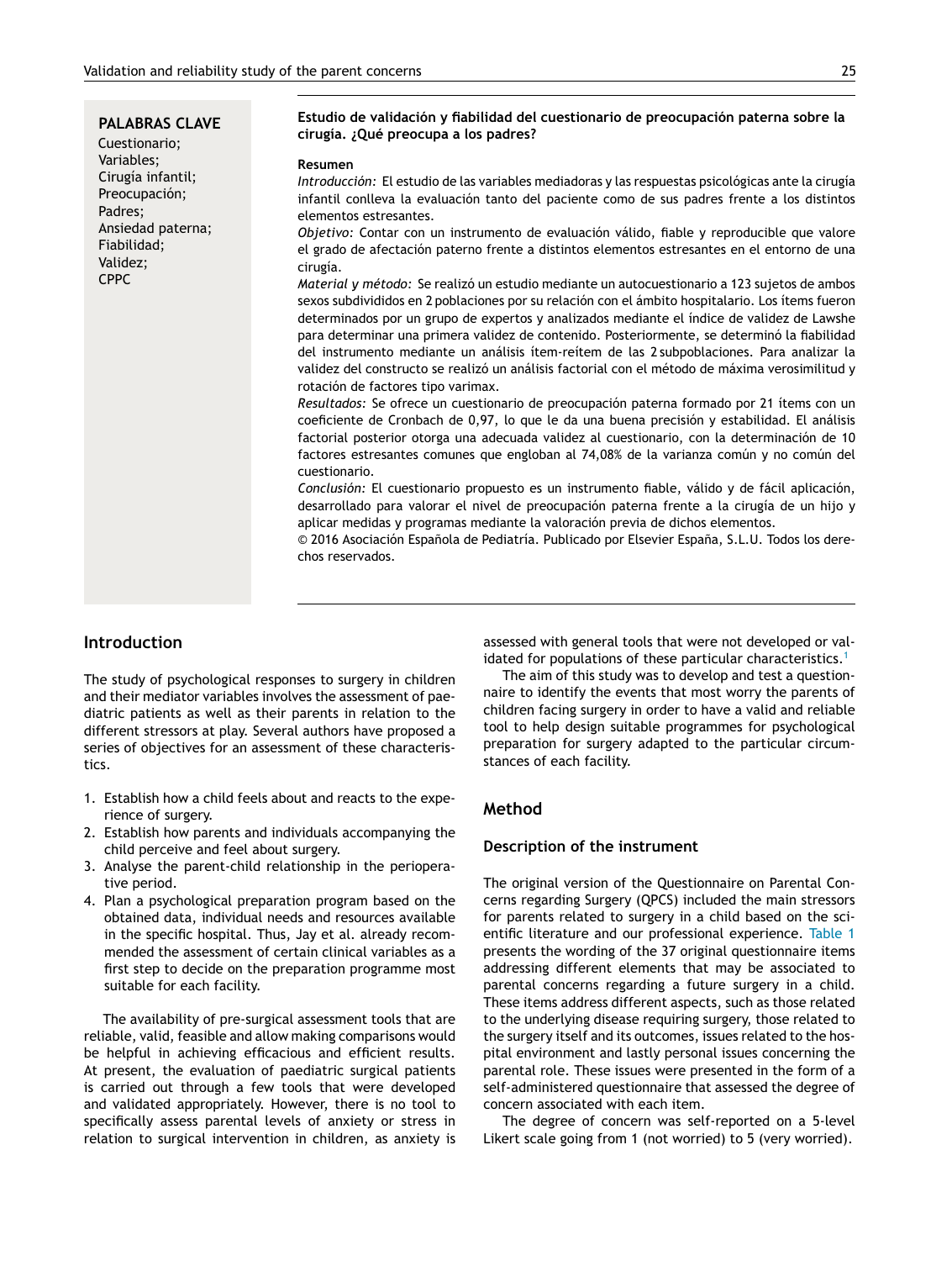**PALABRAS CLAVE**

Cuestionario;
Variables;
Cirugía infantil;
Preocupación;
Padres;
Ansiedad paterna;
Fiabilidad;
Validez;
CPPC

**Estudio de validación y fiabilidad del cuestionario de preocupación paterna sobre la cirugía. ¿Qué preocupa a los padres?**

**Resumen**

*Introducción:* El estudio de las variables mediadoras y las respuestas psicológicas ante la cirugía infantil conlleva la evaluación tanto del paciente como de sus padres frente a los distintos elementos estresantes.

*Objetivo:* Contar con un instrumento de evaluación válido, fiable y reproducible que valore el grado de afectación paterno frente a distintos elementos estresantes en el entorno de una cirugía.

*Material y método:* Se realizó un estudio mediante un autocuestionario a 123 sujetos de ambos sexos subdivididos en 2 poblaciones por su relación con el ámbito hospitalario. Los ítems fueron determinados por un grupo de expertos y analizados mediante el índice de validez de Lawshe para determinar una primera validez de contenido. Posteriormente, se determinó la fiabilidad del instrumento mediante un análisis ítem-reítem de las 2 subpoblaciones. Para analizar la validez del constructo se realizó un análisis factorial con el método de máxima verosimilitud y rotación de factores tipo varimax.

*Resultados:* Se ofrece un cuestionario de preocupación paterna formado por 21 ítems con un coeficiente de Cronbach de 0,97, lo que le da una buena precisión y estabilidad. El análisis factorial posterior otorga una adecuada validez al cuestionario, con la determinación de 10 factores estresantes comunes que engloban al 74,08% de la varianza común y no común del cuestionario.

*Conclusión:* El cuestionario propuesto es un instrumento fiable, válido y de fácil aplicación, desarrollado para valorar el nivel de preocupación paterna frente a la cirugía de un hijo y aplicar medidas y programas mediante la valoración previa de dichos elementos.

© 2016 Asociación Española de Pediatría. Publicado por Elsevier España, S.L.U. Todos los derechos reservados.

## Introduction

The study of psychological responses to surgery in children and their mediator variables involves the assessment of paediatric patients as well as their parents in relation to the different stressors at play. Several authors have proposed a series of objectives for an assessment of these characteristics.

1. Establish how a child feels about and reacts to the experience of surgery.
2. Establish how parents and individuals accompanying the child perceive and feel about surgery.
3. Analyse the parent-child relationship in the perioperative period.
4. Plan a psychological preparation program based on the obtained data, individual needs and resources available in the specific hospital. Thus, Jay et al. already recommended the assessment of certain clinical variables as a first step to decide on the preparation programme most suitable for each facility.

The availability of pre-surgical assessment tools that are reliable, valid, feasible and allow making comparisons would be helpful in achieving efficacious and efficient results. At present, the evaluation of paediatric surgical patients is carried out through a few tools that were developed and validated appropriately. However, there is no tool to specifically assess parental levels of anxiety or stress in relation to surgical intervention in children, as anxiety is assessed with general tools that were not developed or validated for populations of these particular characteristics.[1]

The aim of this study was to develop and test a questionnaire to identify the events that most worry the parents of children facing surgery in order to have a valid and reliable tool to help design suitable programmes for psychological preparation for surgery adapted to the particular circumstances of each facility.

## Method

### Description of the instrument

The original version of the Questionnaire on Parental Concerns regarding Surgery (QPCS) included the main stressors for parents related to surgery in a child based on the scientific literature and our professional experience. Table 1 presents the wording of the 37 original questionnaire items addressing different elements that may be associated to parental concerns regarding a future surgery in a child. These items address different aspects, such as those related to the underlying disease requiring surgery, those related to the surgery itself and its outcomes, issues related to the hospital environment and lastly personal issues concerning the parental role. These issues were presented in the form of a self-administered questionnaire that assessed the degree of concern associated with each item.

The degree of concern was self-reported on a 5-level Likert scale going from 1 (not worried) to 5 (very worried).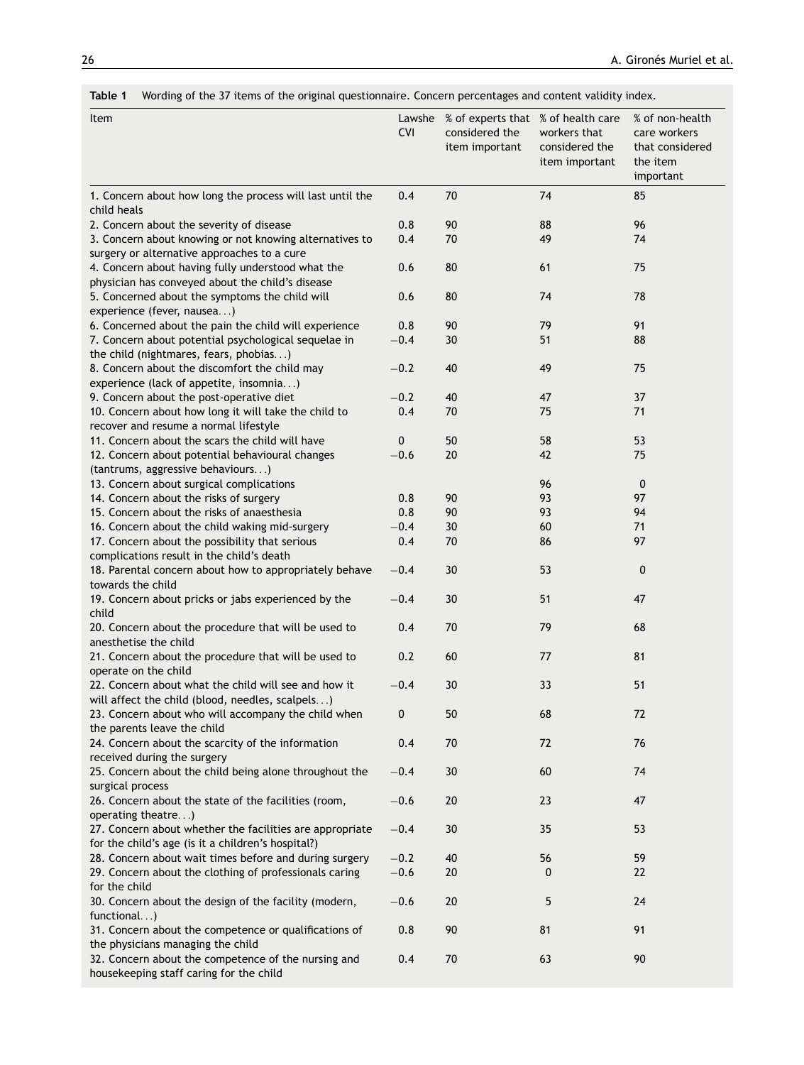**Table 1** Wording of the 37 items of the original questionnaire. Concern percentages and content validity index.

| Item | Lawshe CVI | % of experts that considered the item important | % of health care workers that considered the item important | % of non-health care workers that considered the item important |
|---|---|---|---|---|
| 1. Concern about how long the process will last until the child heals | 0.4 | 70 | 74 | 85 |
| 2. Concern about the severity of disease | 0.8 | 90 | 88 | 96 |
| 3. Concern about knowing or not knowing alternatives to surgery or alternative approaches to a cure | 0.4 | 70 | 49 | 74 |
| 4. Concern about having fully understood what the physician has conveyed about the child's disease | 0.6 | 80 | 61 | 75 |
| 5. Concerned about the symptoms the child will experience (fever, nausea...) | 0.6 | 80 | 74 | 78 |
| 6. Concerned about the pain the child will experience | 0.8 | 90 | 79 | 91 |
| 7. Concern about potential psychological sequelae in the child (nightmares, fears, phobias...) | −0.4 | 30 | 51 | 88 |
| 8. Concern about the discomfort the child may experience (lack of appetite, insomnia...) | −0.2 | 40 | 49 | 75 |
| 9. Concern about the post-operative diet | −0.2 | 40 | 47 | 37 |
| 10. Concern about how long it will take the child to recover and resume a normal lifestyle | 0.4 | 70 | 75 | 71 |
| 11. Concern about the scars the child will have | 0 | 50 | 58 | 53 |
| 12. Concern about potential behavioural changes (tantrums, aggressive behaviours...) | −0.6 | 20 | 42 | 75 |
| 13. Concern about surgical complications | | | 96 | 0 |
| 14. Concern about the risks of surgery | 0.8 | 90 | 93 | 97 |
| 15. Concern about the risks of anaesthesia | 0.8 | 90 | 93 | 94 |
| 16. Concern about the child waking mid-surgery | −0.4 | 30 | 60 | 71 |
| 17. Concern about the possibility that serious complications result in the child's death | 0.4 | 70 | 86 | 97 |
| 18. Parental concern about how to appropriately behave towards the child | −0.4 | 30 | 53 | 0 |
| 19. Concern about pricks or jabs experienced by the child | −0.4 | 30 | 51 | 47 |
| 20. Concern about the procedure that will be used to anesthetise the child | 0.4 | 70 | 79 | 68 |
| 21. Concern about the procedure that will be used to operate on the child | 0.2 | 60 | 77 | 81 |
| 22. Concern about what the child will see and how it will affect the child (blood, needles, scalpels...) | −0.4 | 30 | 33 | 51 |
| 23. Concern about who will accompany the child when the parents leave the child | 0 | 50 | 68 | 72 |
| 24. Concern about the scarcity of the information received during the surgery | 0.4 | 70 | 72 | 76 |
| 25. Concern about the child being alone throughout the surgical process | −0.4 | 30 | 60 | 74 |
| 26. Concern about the state of the facilities (room, operating theatre...) | −0.6 | 20 | 23 | 47 |
| 27. Concern about whether the facilities are appropriate for the child's age (is it a children's hospital?) | −0.4 | 30 | 35 | 53 |
| 28. Concern about wait times before and during surgery | −0.2 | 40 | 56 | 59 |
| 29. Concern about the clothing of professionals caring for the child | −0.6 | 20 | 0 | 22 |
| 30. Concern about the design of the facility (modern, functional...) | −0.6 | 20 | 5 | 24 |
| 31. Concern about the competence or qualifications of the physicians managing the child | 0.8 | 90 | 81 | 91 |
| 32. Concern about the competence of the nursing and housekeeping staff caring for the child | 0.4 | 70 | 63 | 90 |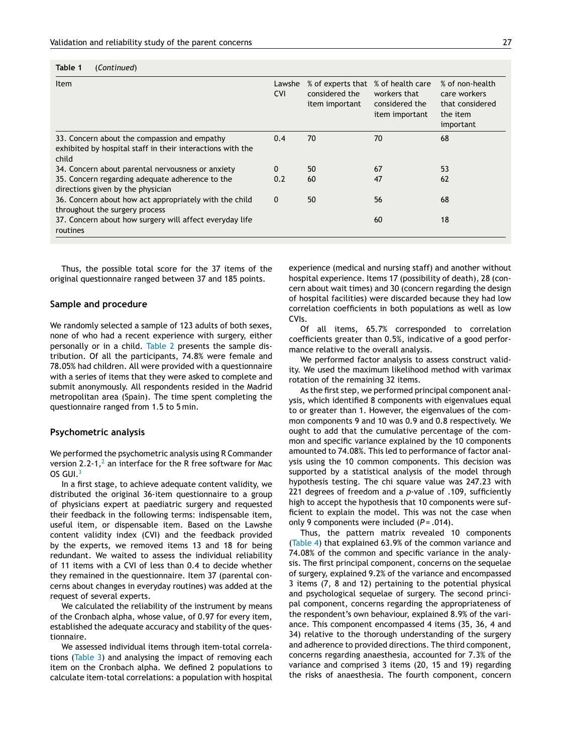**Table 1** (*Continued*)

| Item | Lawshe CVI | % of experts that considered the item important | % of health care workers that considered the item important | % of non-health care workers that considered the item important |
|---|---|---|---|---|
| 33. Concern about the compassion and empathy exhibited by hospital staff in their interactions with the child | 0.4 | 70 | 70 | 68 |
| 34. Concern about parental nervousness or anxiety | 0 | 50 | 67 | 53 |
| 35. Concern regarding adequate adherence to the directions given by the physician | 0.2 | 60 | 47 | 62 |
| 36. Concern about how act appropriately with the child throughout the surgery process | 0 | 50 | 56 | 68 |
| 37. Concern about how surgery will affect everyday life routines | | | 60 | 18 |

Thus, the possible total score for the 37 items of the original questionnaire ranged between 37 and 185 points.

## Sample and procedure

We randomly selected a sample of 123 adults of both sexes, none of who had a recent experience with surgery, either personally or in a child. Table 2 presents the sample distribution. Of all the participants, 74.8% were female and 78.05% had children. All were provided with a questionnaire with a series of items that they were asked to complete and submit anonymously. All respondents resided in the Madrid metropolitan area (Spain). The time spent completing the questionnaire ranged from 1.5 to 5 min.

## Psychometric analysis

We performed the psychometric analysis using R Commander version 2.2-1,[2] an interface for the R free software for Mac OS GUI.[3]

In a first stage, to achieve adequate content validity, we distributed the original 36-item questionnaire to a group of physicians expert at paediatric surgery and requested their feedback in the following terms: indispensable item, useful item, or dispensable item. Based on the Lawshe content validity index (CVI) and the feedback provided by the experts, we removed items 13 and 18 for being redundant. We waited to assess the individual reliability of 11 items with a CVI of less than 0.4 to decide whether they remained in the questionnaire. Item 37 (parental concerns about changes in everyday routines) was added at the request of several experts.

We calculated the reliability of the instrument by means of the Cronbach alpha, whose value, of 0.97 for every item, established the adequate accuracy and stability of the questionnaire.

We assessed individual items through item-total correlations (Table 3) and analysing the impact of removing each item on the Cronbach alpha. We defined 2 populations to calculate item-total correlations: a population with hospital experience (medical and nursing staff) and another without hospital experience. Items 17 (possibility of death), 28 (concern about wait times) and 30 (concern regarding the design of hospital facilities) were discarded because they had low correlation coefficients in both populations as well as low CVIs.

Of all items, 65.7% corresponded to correlation coefficients greater than 0.5%, indicative of a good performance relative to the overall analysis.

We performed factor analysis to assess construct validity. We used the maximum likelihood method with varimax rotation of the remaining 32 items.

As the first step, we performed principal component analysis, which identified 8 components with eigenvalues equal to or greater than 1. However, the eigenvalues of the common components 9 and 10 was 0.9 and 0.8 respectively. We ought to add that the cumulative percentage of the common and specific variance explained by the 10 components amounted to 74.08%. This led to performance of factor analysis using the 10 common components. This decision was supported by a statistical analysis of the model through hypothesis testing. The chi square value was 247.23 with 221 degrees of freedom and a $p$-value of .109, sufficiently high to accept the hypothesis that 10 components were sufficient to explain the model. This was not the case when only 9 components were included ($P = .014$).

Thus, the pattern matrix revealed 10 components (Table 4) that explained 63.9% of the common variance and 74.08% of the common and specific variance in the analysis. The first principal component, concerns on the sequelae of surgery, explained 9.2% of the variance and encompassed 3 items (7, 8 and 12) pertaining to the potential physical and psychological sequelae of surgery. The second principal component, concerns regarding the appropriateness of the respondent's own behaviour, explained 8.9% of the variance. This component encompassed 4 items (35, 36, 4 and 34) relative to the thorough understanding of the surgery and adherence to provided directions. The third component, concerns regarding anaesthesia, accounted for 7.3% of the variance and comprised 3 items (20, 15 and 19) regarding the risks of anaesthesia. The fourth component, concern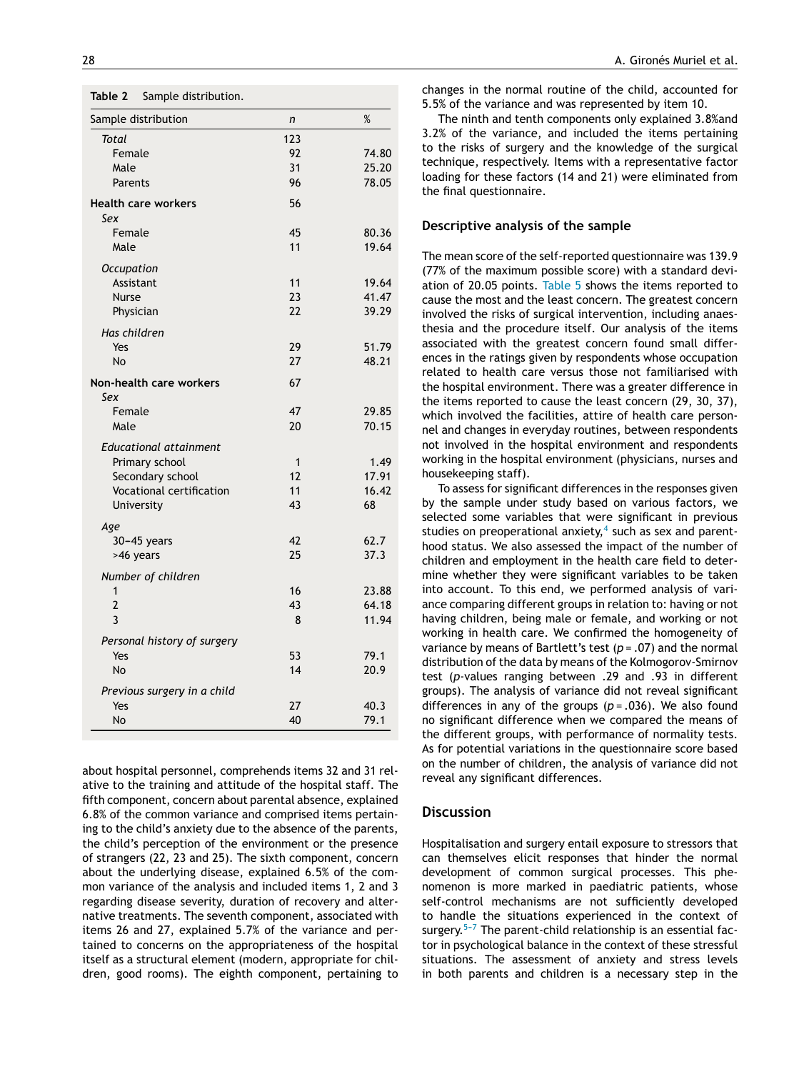**Table 2** Sample distribution.

| Sample distribution | n | % |
|---|---|---|
| *Total* | 123 | |
| Female | 92 | 74.80 |
| Male | 31 | 25.20 |
| Parents | 96 | 78.05 |
| **Health care workers** | 56 | |
| *Sex* | | |
| Female | 45 | 80.36 |
| Male | 11 | 19.64 |
| *Occupation* | | |
| Assistant | 11 | 19.64 |
| Nurse | 23 | 41.47 |
| Physician | 22 | 39.29 |
| *Has children* | | |
| Yes | 29 | 51.79 |
| No | 27 | 48.21 |
| **Non-health care workers** | 67 | |
| *Sex* | | |
| Female | 47 | 29.85 |
| Male | 20 | 70.15 |
| *Educational attainment* | | |
| Primary school | 1 | 1.49 |
| Secondary school | 12 | 17.91 |
| Vocational certification | 11 | 16.42 |
| University | 43 | 68 |
| *Age* | | |
| 30−45 years | 42 | 62.7 |
| >46 years | 25 | 37.3 |
| *Number of children* | | |
| 1 | 16 | 23.88 |
| 2 | 43 | 64.18 |
| 3 | 8 | 11.94 |
| *Personal history of surgery* | | |
| Yes | 53 | 79.1 |
| No | 14 | 20.9 |
| *Previous surgery in a child* | | |
| Yes | 27 | 40.3 |
| No | 40 | 79.1 |

about hospital personnel, comprehends items 32 and 31 relative to the training and attitude of the hospital staff. The fifth component, concern about parental absence, explained 6.8% of the common variance and comprised items pertaining to the child's anxiety due to the absence of the parents, the child's perception of the environment or the presence of strangers (22, 23 and 25). The sixth component, concern about the underlying disease, explained 6.5% of the common variance of the analysis and included items 1, 2 and 3 regarding disease severity, duration of recovery and alternative treatments. The seventh component, associated with items 26 and 27, explained 5.7% of the variance and pertained to concerns on the appropriateness of the hospital itself as a structural element (modern, appropriate for children, good rooms). The eighth component, pertaining to changes in the normal routine of the child, accounted for 5.5% of the variance and was represented by item 10.

The ninth and tenth components only explained 3.8%and 3.2% of the variance, and included the items pertaining to the risks of surgery and the knowledge of the surgical technique, respectively. Items with a representative factor loading for these factors (14 and 21) were eliminated from the final questionnaire.

## Descriptive analysis of the sample

The mean score of the self-reported questionnaire was 139.9 (77% of the maximum possible score) with a standard deviation of 20.05 points. Table 5 shows the items reported to cause the most and the least concern. The greatest concern involved the risks of surgical intervention, including anaesthesia and the procedure itself. Our analysis of the items associated with the greatest concern found small differences in the ratings given by respondents whose occupation related to health care versus those not familiarised with the hospital environment. There was a greater difference in the items reported to cause the least concern (29, 30, 37), which involved the facilities, attire of health care personnel and changes in everyday routines, between respondents not involved in the hospital environment and respondents working in the hospital environment (physicians, nurses and housekeeping staff).

To assess for significant differences in the responses given by the sample under study based on various factors, we selected some variables that were significant in previous studies on preoperational anxiety,[4] such as sex and parenthood status. We also assessed the impact of the number of children and employment in the health care field to determine whether they were significant variables to be taken into account. To this end, we performed analysis of variance comparing different groups in relation to: having or not having children, being male or female, and working or not working in health care. We confirmed the homogeneity of variance by means of Bartlett's test ($p = .07$) and the normal distribution of the data by means of the Kolmogorov-Smirnov test ($p$-values ranging between .29 and .93 in different groups). The analysis of variance did not reveal significant differences in any of the groups ($p = .036$). We also found no significant difference when we compared the means of the different groups, with performance of normality tests. As for potential variations in the questionnaire score based on the number of children, the analysis of variance did not reveal any significant differences.

## Discussion

Hospitalisation and surgery entail exposure to stressors that can themselves elicit responses that hinder the normal development of common surgical processes. This phenomenon is more marked in paediatric patients, whose self-control mechanisms are not sufficiently developed to handle the situations experienced in the context of surgery.[5–7] The parent-child relationship is an essential factor in psychological balance in the context of these stressful situations. The assessment of anxiety and stress levels in both parents and children is a necessary step in the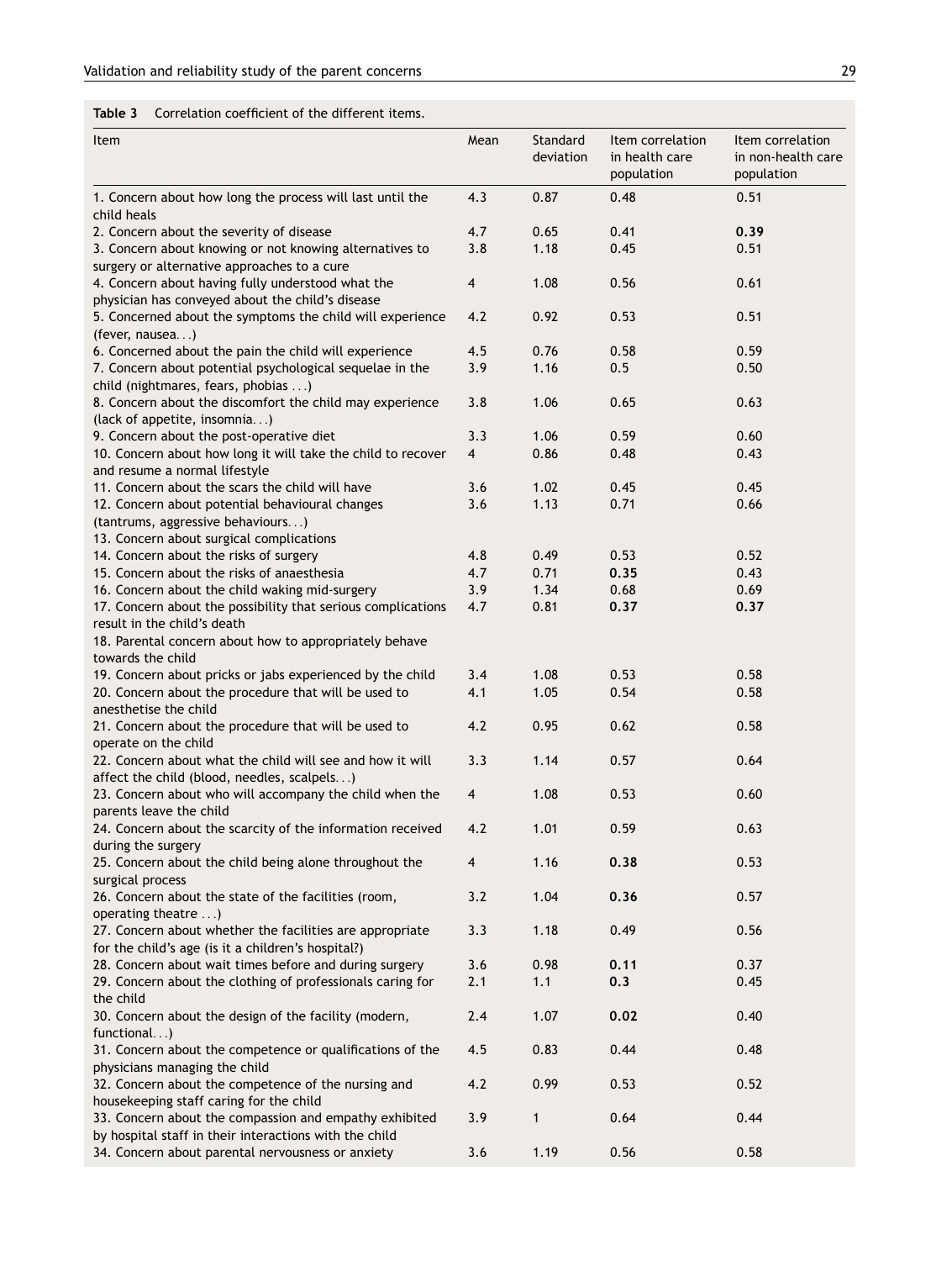**Table 3** Correlation coefficient of the different items.

| Item | Mean | Standard deviation | Item correlation in health care population | Item correlation in non-health care population |
|---|---|---|---|---|
| 1. Concern about how long the process will last until the child heals | 4.3 | 0.87 | 0.48 | 0.51 |
| 2. Concern about the severity of disease | 4.7 | 0.65 | 0.41 | **0.39** |
| 3. Concern about knowing or not knowing alternatives to surgery or alternative approaches to a cure | 3.8 | 1.18 | 0.45 | 0.51 |
| 4. Concern about having fully understood what the physician has conveyed about the child's disease | 4 | 1.08 | 0.56 | 0.61 |
| 5. Concerned about the symptoms the child will experience (fever, nausea...) | 4.2 | 0.92 | 0.53 | 0.51 |
| 6. Concerned about the pain the child will experience | 4.5 | 0.76 | 0.58 | 0.59 |
| 7. Concern about potential psychological sequelae in the child (nightmares, fears, phobias ...) | 3.9 | 1.16 | 0.5 | 0.50 |
| 8. Concern about the discomfort the child may experience (lack of appetite, insomnia...) | 3.8 | 1.06 | 0.65 | 0.63 |
| 9. Concern about the post-operative diet | 3.3 | 1.06 | 0.59 | 0.60 |
| 10. Concern about how long it will take the child to recover and resume a normal lifestyle | 4 | 0.86 | 0.48 | 0.43 |
| 11. Concern about the scars the child will have | 3.6 | 1.02 | 0.45 | 0.45 |
| 12. Concern about potential behavioural changes (tantrums, aggressive behaviours...) | 3.6 | 1.13 | 0.71 | 0.66 |
| 13. Concern about surgical complications | | | | |
| 14. Concern about the risks of surgery | 4.8 | 0.49 | 0.53 | 0.52 |
| 15. Concern about the risks of anaesthesia | 4.7 | 0.71 | **0.35** | 0.43 |
| 16. Concern about the child waking mid-surgery | 3.9 | 1.34 | 0.68 | 0.69 |
| 17. Concern about the possibility that serious complications result in the child's death | 4.7 | 0.81 | **0.37** | **0.37** |
| 18. Parental concern about how to appropriately behave towards the child | | | | |
| 19. Concern about pricks or jabs experienced by the child | 3.4 | 1.08 | 0.53 | 0.58 |
| 20. Concern about the procedure that will be used to anesthetise the child | 4.1 | 1.05 | 0.54 | 0.58 |
| 21. Concern about the procedure that will be used to operate on the child | 4.2 | 0.95 | 0.62 | 0.58 |
| 22. Concern about what the child will see and how it will affect the child (blood, needles, scalpels...) | 3.3 | 1.14 | 0.57 | 0.64 |
| 23. Concern about who will accompany the child when the parents leave the child | 4 | 1.08 | 0.53 | 0.60 |
| 24. Concern about the scarcity of the information received during the surgery | 4.2 | 1.01 | 0.59 | 0.63 |
| 25. Concern about the child being alone throughout the surgical process | 4 | 1.16 | **0.38** | 0.53 |
| 26. Concern about the state of the facilities (room, operating theatre ...) | 3.2 | 1.04 | **0.36** | 0.57 |
| 27. Concern about whether the facilities are appropriate for the child's age (is it a children's hospital?) | 3.3 | 1.18 | 0.49 | 0.56 |
| 28. Concern about wait times before and during surgery | 3.6 | 0.98 | **0.11** | 0.37 |
| 29. Concern about the clothing of professionals caring for the child | 2.1 | 1.1 | **0.3** | 0.45 |
| 30. Concern about the design of the facility (modern, functional...) | 2.4 | 1.07 | **0.02** | 0.40 |
| 31. Concern about the competence or qualifications of the physicians managing the child | 4.5 | 0.83 | 0.44 | 0.48 |
| 32. Concern about the competence of the nursing and housekeeping staff caring for the child | 4.2 | 0.99 | 0.53 | 0.52 |
| 33. Concern about the compassion and empathy exhibited by hospital staff in their interactions with the child | 3.9 | 1 | 0.64 | 0.44 |
| 34. Concern about parental nervousness or anxiety | 3.6 | 1.19 | 0.56 | 0.58 |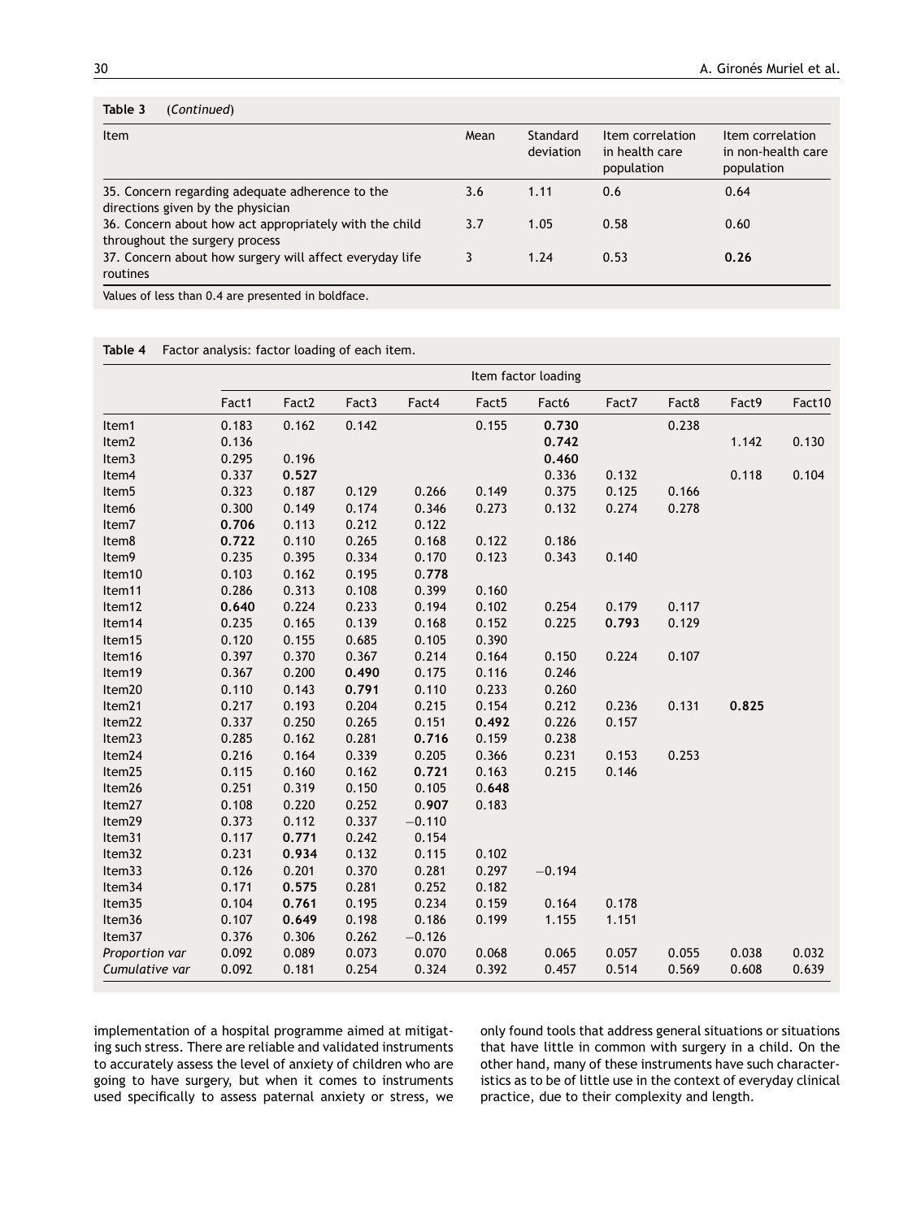**Table 3** (*Continued*)

| Item | Mean | Standard deviation | Item correlation in health care population | Item correlation in non-health care population |
|---|---|---|---|---|
| 35. Concern regarding adequate adherence to the directions given by the physician | 3.6 | 1.11 | 0.6 | 0.64 |
| 36. Concern about how act appropriately with the child throughout the surgery process | 3.7 | 1.05 | 0.58 | 0.60 |
| 37. Concern about how surgery will affect everyday life routines | 3 | 1.24 | 0.53 | **0.26** |

Values of less than 0.4 are presented in boldface.

**Table 4** Factor analysis: factor loading of each item.

| | Item factor loading | | | | | | | | | |
|---|---|---|---|---|---|---|---|---|---|---|
| | Fact1 | Fact2 | Fact3 | Fact4 | Fact5 | Fact6 | Fact7 | Fact8 | Fact9 | Fact10 |
| Item1 | 0.183 | 0.162 | 0.142 | | 0.155 | **0.730** | | 0.238 | | |
| Item2 | 0.136 | | | | | **0.742** | | | 1.142 | 0.130 |
| Item3 | 0.295 | 0.196 | | | | **0.460** | | | | |
| Item4 | 0.337 | **0.527** | | | | 0.336 | 0.132 | | 0.118 | 0.104 |
| Item5 | 0.323 | 0.187 | 0.129 | 0.266 | 0.149 | 0.375 | 0.125 | 0.166 | | |
| Item6 | 0.300 | 0.149 | 0.174 | 0.346 | 0.273 | 0.132 | 0.274 | 0.278 | | |
| Item7 | **0.706** | 0.113 | 0.212 | 0.122 | | | | | | |
| Item8 | **0.722** | 0.110 | 0.265 | 0.168 | 0.122 | 0.186 | | | | |
| Item9 | 0.235 | 0.395 | 0.334 | 0.170 | 0.123 | 0.343 | 0.140 | | | |
| Item10 | 0.103 | 0.162 | 0.195 | **0.778** | | | | | | |
| Item11 | 0.286 | 0.313 | 0.108 | 0.399 | 0.160 | | | | | |
| Item12 | **0.640** | 0.224 | 0.233 | 0.194 | 0.102 | 0.254 | 0.179 | 0.117 | | |
| Item14 | 0.235 | 0.165 | 0.139 | 0.168 | 0.152 | 0.225 | **0.793** | 0.129 | | |
| Item15 | 0.120 | 0.155 | 0.685 | 0.105 | 0.390 | | | | | |
| Item16 | 0.397 | 0.370 | 0.367 | 0.214 | 0.164 | 0.150 | 0.224 | 0.107 | | |
| Item19 | 0.367 | 0.200 | **0.490** | 0.175 | 0.116 | 0.246 | | | | |
| Item20 | 0.110 | 0.143 | **0.791** | 0.110 | 0.233 | 0.260 | | | | |
| Item21 | 0.217 | 0.193 | 0.204 | 0.215 | 0.154 | 0.212 | 0.236 | 0.131 | **0.825** | |
| Item22 | 0.337 | 0.250 | 0.265 | 0.151 | **0.492** | 0.226 | 0.157 | | | |
| Item23 | 0.285 | 0.162 | 0.281 | **0.716** | 0.159 | 0.238 | | | | |
| Item24 | 0.216 | 0.164 | 0.339 | 0.205 | 0.366 | 0.231 | 0.153 | 0.253 | | |
| Item25 | 0.115 | 0.160 | 0.162 | **0.721** | 0.163 | 0.215 | 0.146 | | | |
| Item26 | 0.251 | 0.319 | 0.150 | 0.105 | **0.648** | | | | | |
| Item27 | 0.108 | 0.220 | 0.252 | **0.907** | 0.183 | | | | | |
| Item29 | 0.373 | 0.112 | 0.337 | −0.110 | | | | | | |
| Item31 | 0.117 | **0.771** | 0.242 | 0.154 | | | | | | |
| Item32 | 0.231 | **0.934** | 0.132 | 0.115 | 0.102 | | | | | |
| Item33 | 0.126 | 0.201 | 0.370 | 0.281 | 0.297 | −0.194 | | | | |
| Item34 | 0.171 | **0.575** | 0.281 | 0.252 | 0.182 | | | | | |
| Item35 | 0.104 | **0.761** | 0.195 | 0.234 | 0.159 | 0.164 | 0.178 | | | |
| Item36 | 0.107 | **0.649** | 0.198 | 0.186 | 0.199 | 1.155 | 1.151 | | | |
| Item37 | 0.376 | 0.306 | 0.262 | −0.126 | | | | | | |
| *Proportion var* | 0.092 | 0.089 | 0.073 | 0.070 | 0.068 | 0.065 | 0.057 | 0.055 | 0.038 | 0.032 |
| *Cumulative var* | 0.092 | 0.181 | 0.254 | 0.324 | 0.392 | 0.457 | 0.514 | 0.569 | 0.608 | 0.639 |

implementation of a hospital programme aimed at mitigating such stress. There are reliable and validated instruments to accurately assess the level of anxiety of children who are going to have surgery, but when it comes to instruments used specifically to assess paternal anxiety or stress, we only found tools that address general situations or situations that have little in common with surgery in a child. On the other hand, many of these instruments have such characteristics as to be of little use in the context of everyday clinical practice, due to their complexity and length.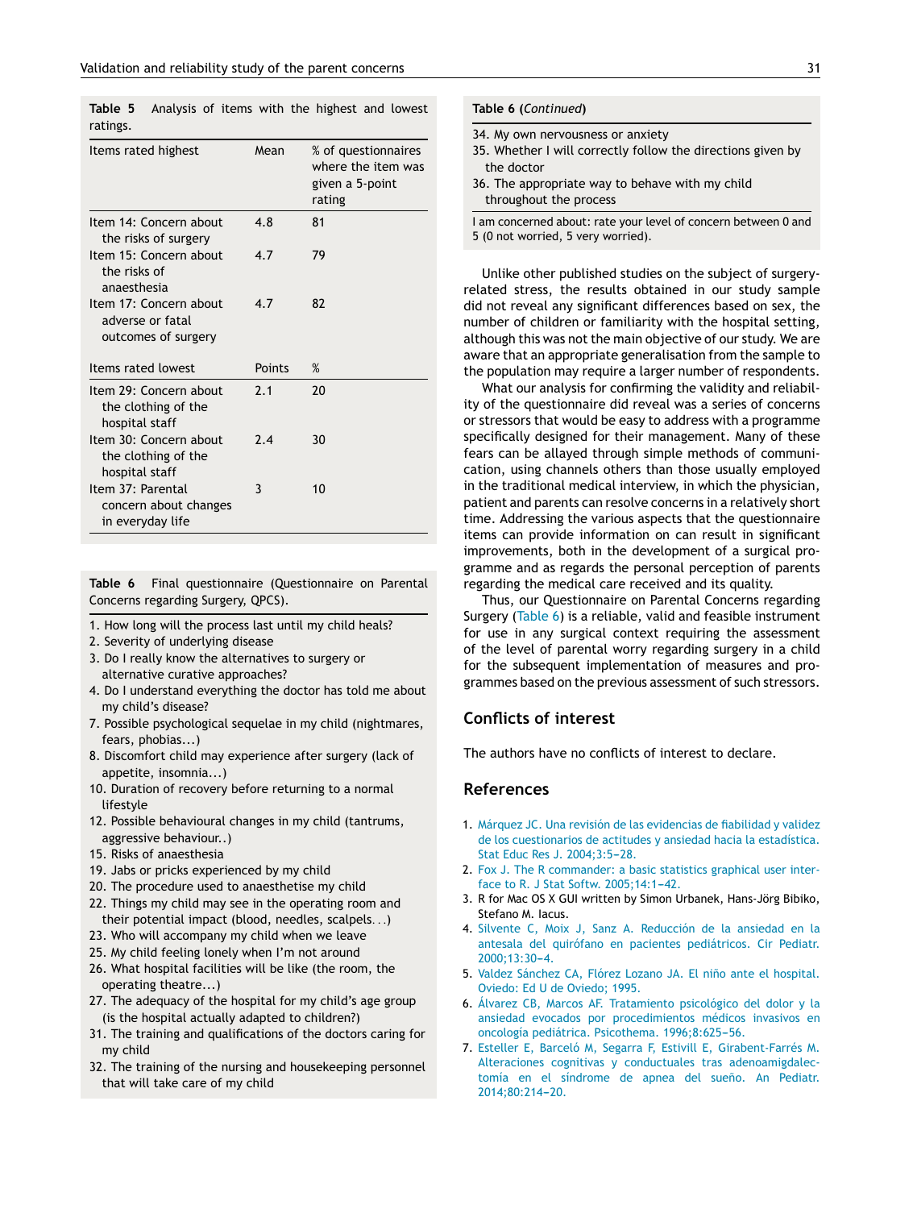**Table 5** Analysis of items with the highest and lowest ratings.

| Items rated highest | Mean | % of questionnaires where the item was given a 5-point rating |
|---|---|---|
| Item 14: Concern about the risks of surgery | 4.8 | 81 |
| Item 15: Concern about the risks of anaesthesia | 4.7 | 79 |
| Item 17: Concern about adverse or fatal outcomes of surgery | 4.7 | 82 |
| Items rated lowest | Points | % |
| Item 29: Concern about the clothing of the hospital staff | 2.1 | 20 |
| Item 30: Concern about the clothing of the hospital staff | 2.4 | 30 |
| Item 37: Parental concern about changes in everyday life | 3 | 10 |

**Table 6** Final questionnaire (Questionnaire on Parental Concerns regarding Surgery, QPCS).

1. How long will the process last until my child heals?
2. Severity of underlying disease
3. Do I really know the alternatives to surgery or alternative curative approaches?
4. Do I understand everything the doctor has told me about my child's disease?
7. Possible psychological sequelae in my child (nightmares, fears, phobias...)
8. Discomfort child may experience after surgery (lack of appetite, insomnia...)
10. Duration of recovery before returning to a normal lifestyle
12. Possible behavioural changes in my child (tantrums, aggressive behaviour..)
15. Risks of anaesthesia
19. Jabs or pricks experienced by my child
20. The procedure used to anaesthetise my child
22. Things my child may see in the operating room and their potential impact (blood, needles, scalpels...)
23. Who will accompany my child when we leave
25. My child feeling lonely when I'm not around
26. What hospital facilities will be like (the room, the operating theatre...)
27. The adequacy of the hospital for my child's age group (is the hospital actually adapted to children?)
31. The training and qualifications of the doctors caring for my child
32. The training of the nursing and housekeeping personnel that will take care of my child
34. My own nervousness or anxiety
35. Whether I will correctly follow the directions given by the doctor
36. The appropriate way to behave with my child throughout the process

I am concerned about: rate your level of concern between 0 and 5 (0 not worried, 5 very worried).

Unlike other published studies on the subject of surgery-related stress, the results obtained in our study sample did not reveal any significant differences based on sex, the number of children or familiarity with the hospital setting, although this was not the main objective of our study. We are aware that an appropriate generalisation from the sample to the population may require a larger number of respondents.

What our analysis for confirming the validity and reliability of the questionnaire did reveal was a series of concerns or stressors that would be easy to address with a programme specifically designed for their management. Many of these fears can be allayed through simple methods of communication, using channels others than those usually employed in the traditional medical interview, in which the physician, patient and parents can resolve concerns in a relatively short time. Addressing the various aspects that the questionnaire items can provide information on can result in significant improvements, both in the development of a surgical programme and as regards the personal perception of parents regarding the medical care received and its quality.

Thus, our Questionnaire on Parental Concerns regarding Surgery (Table 6) is a reliable, valid and feasible instrument for use in any surgical context requiring the assessment of the level of parental worry regarding surgery in a child for the subsequent implementation of measures and programmes based on the previous assessment of such stressors.

## Conflicts of interest

The authors have no conflicts of interest to declare.

## References

1. Márquez JC. Una revisión de las evidencias de fiabilidad y validez de los cuestionarios de actitudes y ansiedad hacia la estadística. Stat Educ Res J. 2004;3:5–28.
2. Fox J. The R commander: a basic statistics graphical user interface to R. J Stat Softw. 2005;14:1–42.
3. R for Mac OS X GUI written by Simon Urbanek, Hans-Jörg Bibiko, Stefano M. Iacus.
4. Silvente C, Moix J, Sanz A. Reducción de la ansiedad en la antesala del quirófano en pacientes pediátricos. Cir Pediatr. 2000;13:30–4.
5. Valdez Sánchez CA, Flórez Lozano JA. El niño ante el hospital. Oviedo: Ed U de Oviedo; 1995.
6. Álvarez CB, Marcos AF. Tratamiento psicológico del dolor y la ansiedad evocados por procedimientos médicos invasivos en oncología pediátrica. Psicothema. 1996;8:625–56.
7. Esteller E, Barceló M, Segarra F, Estivill E, Girabent-Farrés M. Alteraciones cognitivas y conductuales tras adenoamigdalectomía en el síndrome de apnea del sueño. An Pediatr. 2014;80:214–20.